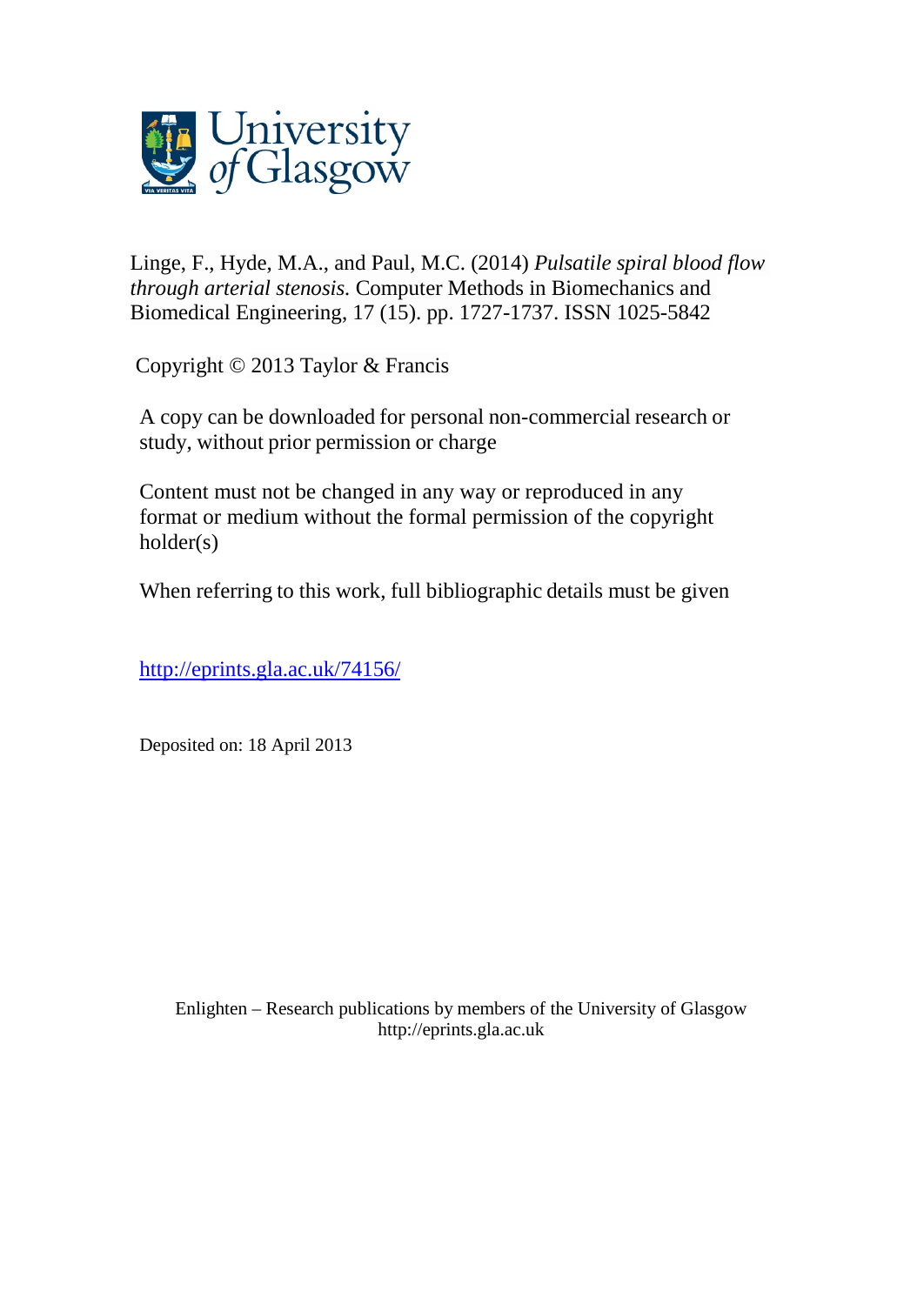Linge, F., Hyde, M.A., and Paul, M.C. (2014) *Pulsatile spiral blood flow through arterial stenosis.* Computer Methods in Biomechanics and Biomedical Engineering, 17 (15). pp. 1727-1737. ISSN 1025-5842

Copyright © 2013 Taylor & Francis

A copy can be downloaded for personal non-commercial research or study, without prior permission or charge

Content must not be changed in any way or reproduced in any format or medium without the formal permission of the copyright holder(s)

When referring to this work, full bibliographic details must be given

http://eprints.gla.ac.uk/74156/

Deposited on: 18 April 2013

Enlighten – Research publications by members of the University of Glasgow
http://eprints.gla.ac.uk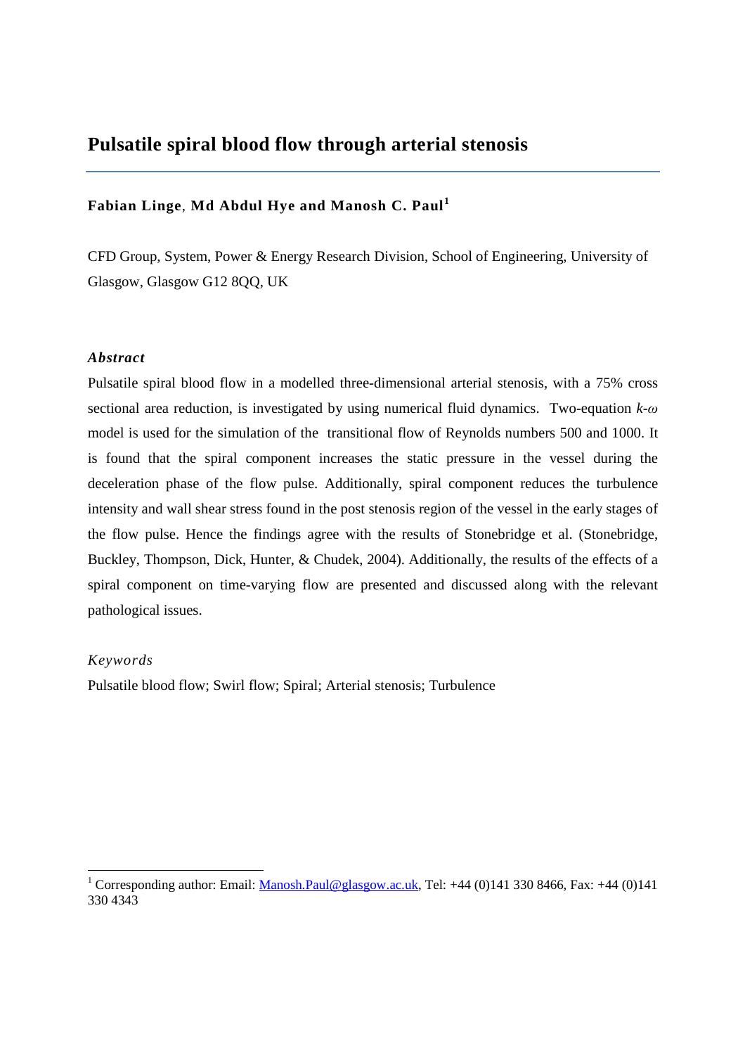# Pulsatile spiral blood flow through arterial stenosis

**Fabian Linge**, **Md Abdul Hye and Manosh C. Paul**[1]

CFD Group, System, Power & Energy Research Division, School of Engineering, University of Glasgow, Glasgow G12 8QQ, UK

### *Abstract*

Pulsatile spiral blood flow in a modelled three-dimensional arterial stenosis, with a 75% cross sectional area reduction, is investigated by using numerical fluid dynamics. Two-equation $k$-$\omega$ model is used for the simulation of the transitional flow of Reynolds numbers 500 and 1000. It is found that the spiral component increases the static pressure in the vessel during the deceleration phase of the flow pulse. Additionally, spiral component reduces the turbulence intensity and wall shear stress found in the post stenosis region of the vessel in the early stages of the flow pulse. Hence the findings agree with the results of Stonebridge et al. (Stonebridge, Buckley, Thompson, Dick, Hunter, & Chudek, 2004). Additionally, the results of the effects of a spiral component on time-varying flow are presented and discussed along with the relevant pathological issues.

### *Keywords*

Pulsatile blood flow; Swirl flow; Spiral; Arterial stenosis; Turbulence

[1] Corresponding author: Email: Manosh.Paul@glasgow.ac.uk, Tel: +44 (0)141 330 8466, Fax: +44 (0)141 330 4343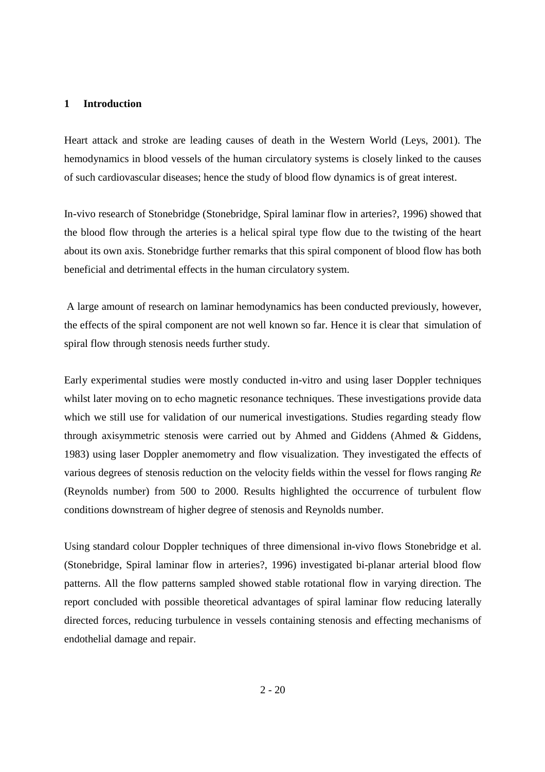# 1 Introduction

Heart attack and stroke are leading causes of death in the Western World (Leys, 2001). The hemodynamics in blood vessels of the human circulatory systems is closely linked to the causes of such cardiovascular diseases; hence the study of blood flow dynamics is of great interest.

In-vivo research of Stonebridge (Stonebridge, Spiral laminar flow in arteries?, 1996) showed that the blood flow through the arteries is a helical spiral type flow due to the twisting of the heart about its own axis. Stonebridge further remarks that this spiral component of blood flow has both beneficial and detrimental effects in the human circulatory system.

A large amount of research on laminar hemodynamics has been conducted previously, however, the effects of the spiral component are not well known so far. Hence it is clear that simulation of spiral flow through stenosis needs further study.

Early experimental studies were mostly conducted in-vitro and using laser Doppler techniques whilst later moving on to echo magnetic resonance techniques. These investigations provide data which we still use for validation of our numerical investigations. Studies regarding steady flow through axisymmetric stenosis were carried out by Ahmed and Giddens (Ahmed & Giddens, 1983) using laser Doppler anemometry and flow visualization. They investigated the effects of various degrees of stenosis reduction on the velocity fields within the vessel for flows ranging *Re* (Reynolds number) from 500 to 2000. Results highlighted the occurrence of turbulent flow conditions downstream of higher degree of stenosis and Reynolds number.

Using standard colour Doppler techniques of three dimensional in-vivo flows Stonebridge et al. (Stonebridge, Spiral laminar flow in arteries?, 1996) investigated bi-planar arterial blood flow patterns. All the flow patterns sampled showed stable rotational flow in varying direction. The report concluded with possible theoretical advantages of spiral laminar flow reducing laterally directed forces, reducing turbulence in vessels containing stenosis and effecting mechanisms of endothelial damage and repair.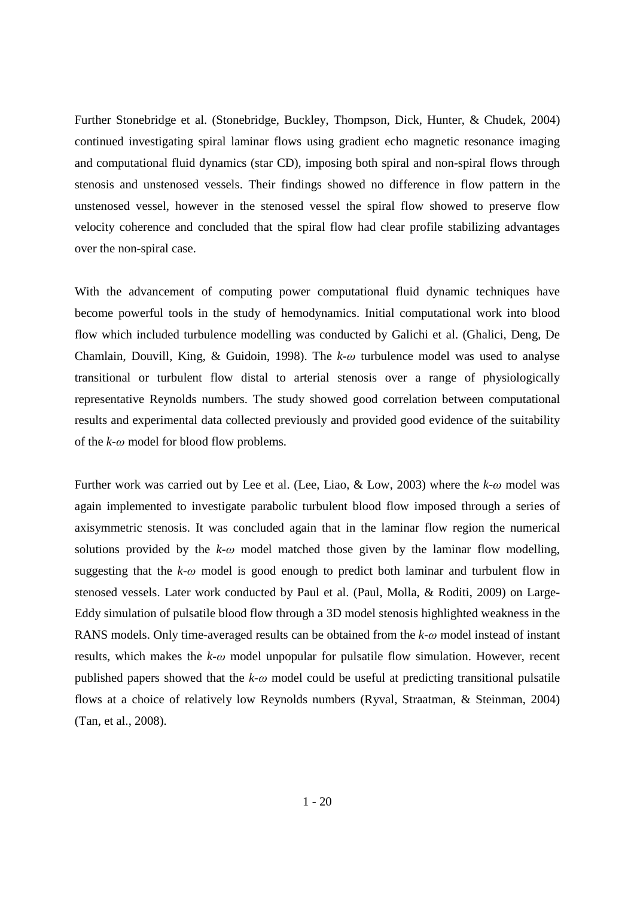Further Stonebridge et al. (Stonebridge, Buckley, Thompson, Dick, Hunter, & Chudek, 2004) continued investigating spiral laminar flows using gradient echo magnetic resonance imaging and computational fluid dynamics (star CD), imposing both spiral and non-spiral flows through stenosis and unstenosed vessels. Their findings showed no difference in flow pattern in the unstenosed vessel, however in the stenosed vessel the spiral flow showed to preserve flow velocity coherence and concluded that the spiral flow had clear profile stabilizing advantages over the non-spiral case.

With the advancement of computing power computational fluid dynamic techniques have become powerful tools in the study of hemodynamics. Initial computational work into blood flow which included turbulence modelling was conducted by Galichi et al. (Ghalici, Deng, De Chamlain, Douvill, King, & Guidoin, 1998). The $k$-$\omega$ turbulence model was used to analyse transitional or turbulent flow distal to arterial stenosis over a range of physiologically representative Reynolds numbers. The study showed good correlation between computational results and experimental data collected previously and provided good evidence of the suitability of the $k$-$\omega$ model for blood flow problems.

Further work was carried out by Lee et al. (Lee, Liao, & Low, 2003) where the $k$-$\omega$ model was again implemented to investigate parabolic turbulent blood flow imposed through a series of axisymmetric stenosis. It was concluded again that in the laminar flow region the numerical solutions provided by the $k$-$\omega$ model matched those given by the laminar flow modelling, suggesting that the $k$-$\omega$ model is good enough to predict both laminar and turbulent flow in stenosed vessels. Later work conducted by Paul et al. (Paul, Molla, & Roditi, 2009) on Large-Eddy simulation of pulsatile blood flow through a 3D model stenosis highlighted weakness in the RANS models. Only time-averaged results can be obtained from the $k$-$\omega$ model instead of instant results, which makes the $k$-$\omega$ model unpopular for pulsatile flow simulation. However, recent published papers showed that the $k$-$\omega$ model could be useful at predicting transitional pulsatile flows at a choice of relatively low Reynolds numbers (Ryval, Straatman, & Steinman, 2004) (Tan, et al., 2008).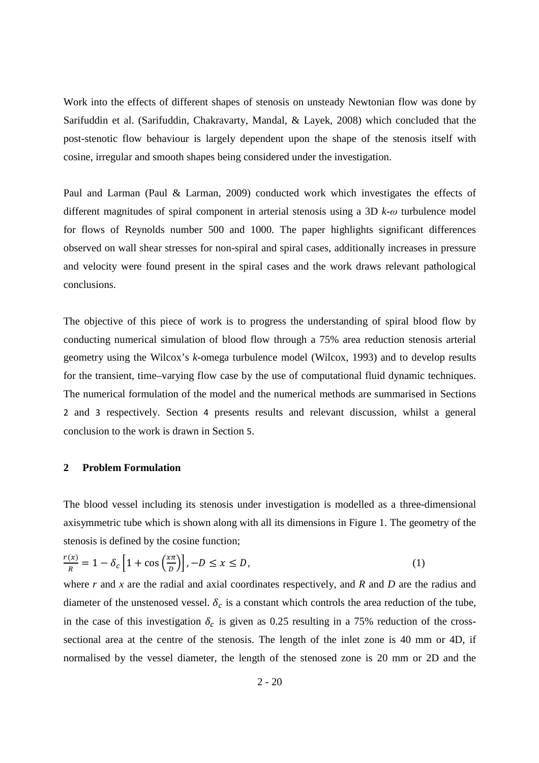Work into the effects of different shapes of stenosis on unsteady Newtonian flow was done by Sarifuddin et al. (Sarifuddin, Chakravarty, Mandal, & Layek, 2008) which concluded that the post-stenotic flow behaviour is largely dependent upon the shape of the stenosis itself with cosine, irregular and smooth shapes being considered under the investigation.

Paul and Larman (Paul & Larman, 2009) conducted work which investigates the effects of different magnitudes of spiral component in arterial stenosis using a 3D *k-ω* turbulence model for flows of Reynolds number 500 and 1000. The paper highlights significant differences observed on wall shear stresses for non-spiral and spiral cases, additionally increases in pressure and velocity were found present in the spiral cases and the work draws relevant pathological conclusions.

The objective of this piece of work is to progress the understanding of spiral blood flow by conducting numerical simulation of blood flow through a 75% area reduction stenosis arterial geometry using the Wilcox's *k*-omega turbulence model (Wilcox, 1993) and to develop results for the transient, time–varying flow case by the use of computational fluid dynamic techniques. The numerical formulation of the model and the numerical methods are summarised in Sections 2 and 3 respectively. Section 4 presents results and relevant discussion, whilst a general conclusion to the work is drawn in Section 5.

## 2 Problem Formulation

The blood vessel including its stenosis under investigation is modelled as a three-dimensional axisymmetric tube which is shown along with all its dimensions in Figure 1. The geometry of the stenosis is defined by the cosine function;

$$\frac{r(x)}{R} = 1 - \delta_c \left[1 + \cos\left(\frac{x\pi}{D}\right)\right], -D \leq x \leq D, \qquad (1)$$

where *r* and *x* are the radial and axial coordinates respectively, and *R* and *D* are the radius and diameter of the unstenosed vessel. $\delta_c$ is a constant which controls the area reduction of the tube, in the case of this investigation $\delta_c$ is given as 0.25 resulting in a 75% reduction of the cross-sectional area at the centre of the stenosis. The length of the inlet zone is 40 mm or 4D, if normalised by the vessel diameter, the length of the stenosed zone is 20 mm or 2D and the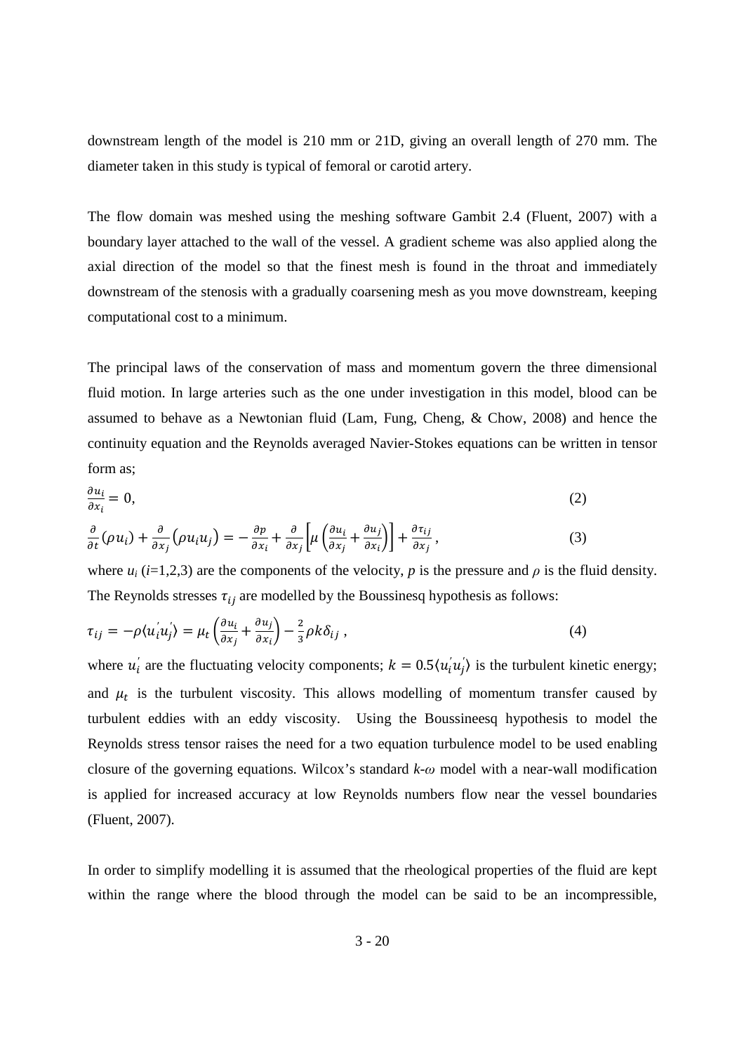downstream length of the model is 210 mm or 21D, giving an overall length of 270 mm. The diameter taken in this study is typical of femoral or carotid artery.

The flow domain was meshed using the meshing software Gambit 2.4 (Fluent, 2007) with a boundary layer attached to the wall of the vessel. A gradient scheme was also applied along the axial direction of the model so that the finest mesh is found in the throat and immediately downstream of the stenosis with a gradually coarsening mesh as you move downstream, keeping computational cost to a minimum.

The principal laws of the conservation of mass and momentum govern the three dimensional fluid motion. In large arteries such as the one under investigation in this model, blood can be assumed to behave as a Newtonian fluid (Lam, Fung, Cheng, & Chow, 2008) and hence the continuity equation and the Reynolds averaged Navier-Stokes equations can be written in tensor form as;

$$\frac{\partial u_i}{\partial x_i} = 0, \tag{2}$$

$$\frac{\partial}{\partial t}(\rho u_i) + \frac{\partial}{\partial x_j}(\rho u_i u_j) = -\frac{\partial p}{\partial x_i} + \frac{\partial}{\partial x_j}\left[\mu\left(\frac{\partial u_i}{\partial x_j} + \frac{\partial u_j}{\partial x_i}\right)\right] + \frac{\partial \tau_{ij}}{\partial x_j}, \tag{3}$$

where $u_i$ ($i$=1,2,3) are the components of the velocity, $p$ is the pressure and $\rho$ is the fluid density. The Reynolds stresses $\tau_{ij}$ are modelled by the Boussinesq hypothesis as follows:

$$\tau_{ij} = -\rho\langle u_i^{'} u_j^{'}\rangle = \mu_t\left(\frac{\partial u_i}{\partial x_j} + \frac{\partial u_j}{\partial x_i}\right) - \frac{2}{3}\rho k \delta_{ij}, \tag{4}$$

where $u_i^{'}$ are the fluctuating velocity components; $k = 0.5\langle u_i^{'} u_j^{'}\rangle$ is the turbulent kinetic energy; and $\mu_t$ is the turbulent viscosity. This allows modelling of momentum transfer caused by turbulent eddies with an eddy viscosity. Using the Boussineesq hypothesis to model the Reynolds stress tensor raises the need for a two equation turbulence model to be used enabling closure of the governing equations. Wilcox's standard *k-ω* model with a near-wall modification is applied for increased accuracy at low Reynolds numbers flow near the vessel boundaries (Fluent, 2007).

In order to simplify modelling it is assumed that the rheological properties of the fluid are kept within the range where the blood through the model can be said to be an incompressible,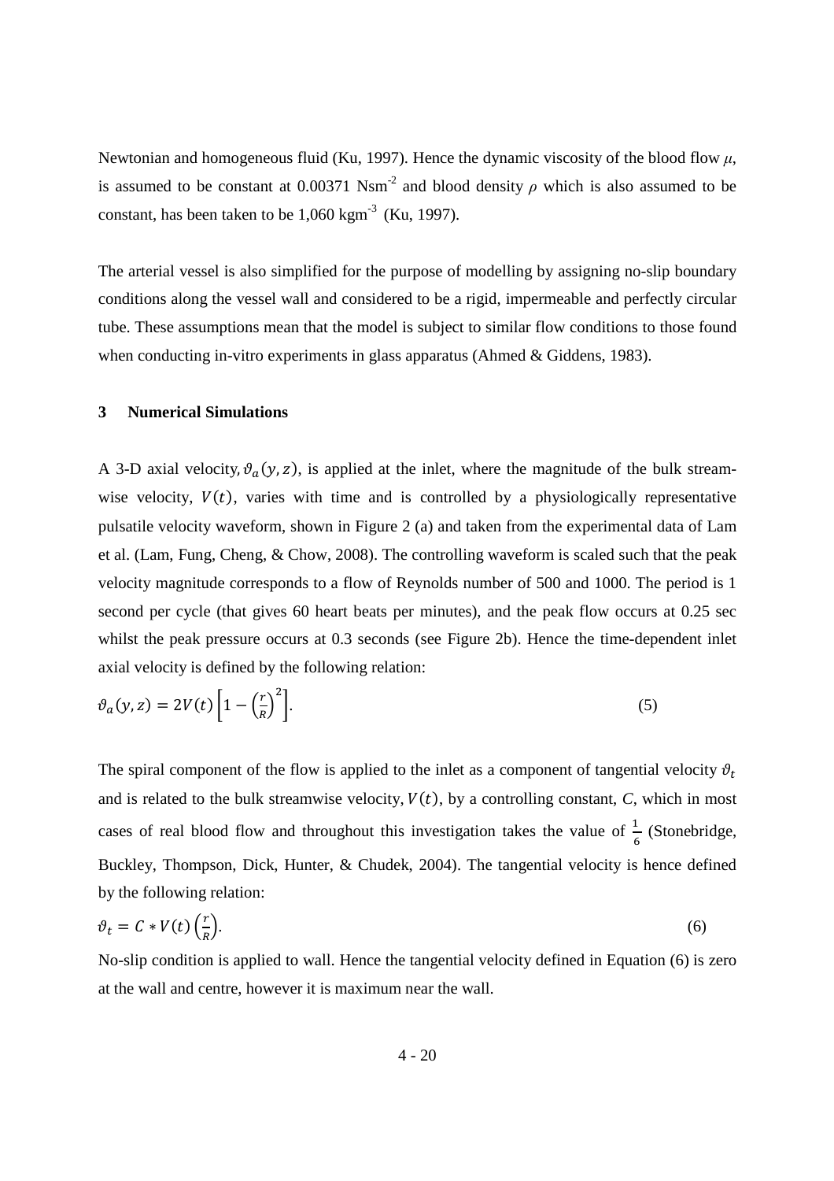Newtonian and homogeneous fluid (Ku, 1997). Hence the dynamic viscosity of the blood flow $\mu$, is assumed to be constant at 0.00371 $Nsm^{-2}$ and blood density $\rho$ which is also assumed to be constant, has been taken to be 1,060 $kgm^{-3}$ (Ku, 1997).

The arterial vessel is also simplified for the purpose of modelling by assigning no-slip boundary conditions along the vessel wall and considered to be a rigid, impermeable and perfectly circular tube. These assumptions mean that the model is subject to similar flow conditions to those found when conducting in-vitro experiments in glass apparatus (Ahmed & Giddens, 1983).

## 3 Numerical Simulations

A 3-D axial velocity, $\vartheta_a(y, z)$, is applied at the inlet, where the magnitude of the bulk stream-wise velocity, $V(t)$, varies with time and is controlled by a physiologically representative pulsatile velocity waveform, shown in Figure 2 (a) and taken from the experimental data of Lam et al. (Lam, Fung, Cheng, & Chow, 2008). The controlling waveform is scaled such that the peak velocity magnitude corresponds to a flow of Reynolds number of 500 and 1000. The period is 1 second per cycle (that gives 60 heart beats per minutes), and the peak flow occurs at 0.25 sec whilst the peak pressure occurs at 0.3 seconds (see Figure 2b). Hence the time-dependent inlet axial velocity is defined by the following relation:

$$\vartheta_a(y, z) = 2V(t)\left[1 - \left(\frac{r}{R}\right)^2\right]. \tag{5}$$

The spiral component of the flow is applied to the inlet as a component of tangential velocity $\vartheta_t$ and is related to the bulk streamwise velocity, $V(t)$, by a controlling constant, *C*, which in most cases of real blood flow and throughout this investigation takes the value of $\frac{1}{6}$ (Stonebridge, Buckley, Thompson, Dick, Hunter, & Chudek, 2004). The tangential velocity is hence defined by the following relation:

$$\vartheta_t = C * V(t)\left(\frac{r}{R}\right). \tag{6}$$

No-slip condition is applied to wall. Hence the tangential velocity defined in Equation (6) is zero at the wall and centre, however it is maximum near the wall.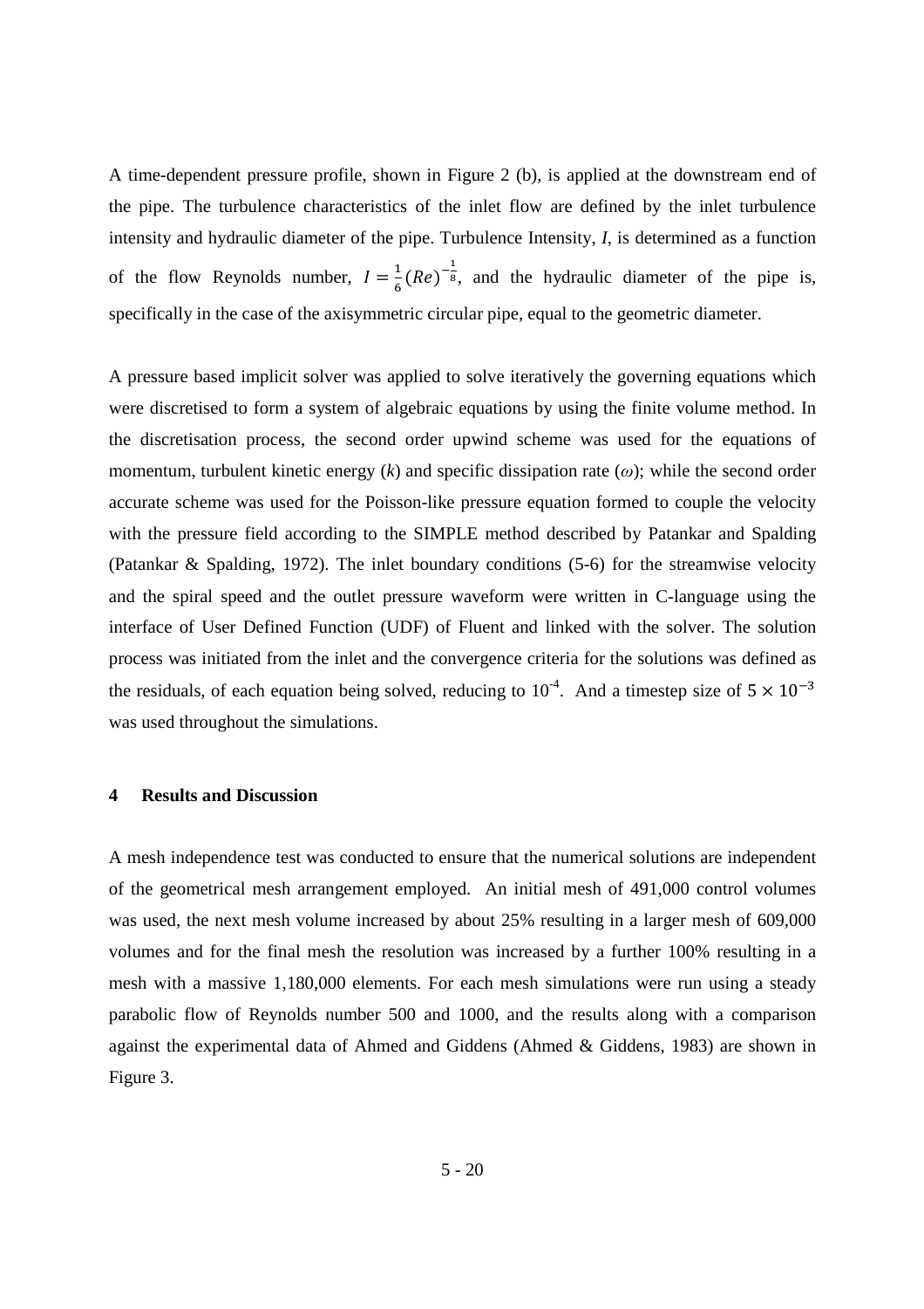A time-dependent pressure profile, shown in Figure 2 (b), is applied at the downstream end of the pipe. The turbulence characteristics of the inlet flow are defined by the inlet turbulence intensity and hydraulic diameter of the pipe. Turbulence Intensity, *I*, is determined as a function of the flow Reynolds number, $I = \frac{1}{6}(Re)^{-\frac{1}{8}}$, and the hydraulic diameter of the pipe is, specifically in the case of the axisymmetric circular pipe, equal to the geometric diameter.

A pressure based implicit solver was applied to solve iteratively the governing equations which were discretised to form a system of algebraic equations by using the finite volume method. In the discretisation process, the second order upwind scheme was used for the equations of momentum, turbulent kinetic energy ($k$) and specific dissipation rate ($\omega$); while the second order accurate scheme was used for the Poisson-like pressure equation formed to couple the velocity with the pressure field according to the SIMPLE method described by Patankar and Spalding (Patankar & Spalding, 1972). The inlet boundary conditions (5-6) for the streamwise velocity and the spiral speed and the outlet pressure waveform were written in C-language using the interface of User Defined Function (UDF) of Fluent and linked with the solver. The solution process was initiated from the inlet and the convergence criteria for the solutions was defined as the residuals, of each equation being solved, reducing to $10^{-4}$. And a timestep size of $5 \times 10^{-3}$ was used throughout the simulations.

## 4 Results and Discussion

A mesh independence test was conducted to ensure that the numerical solutions are independent of the geometrical mesh arrangement employed. An initial mesh of 491,000 control volumes was used, the next mesh volume increased by about 25% resulting in a larger mesh of 609,000 volumes and for the final mesh the resolution was increased by a further 100% resulting in a mesh with a massive 1,180,000 elements. For each mesh simulations were run using a steady parabolic flow of Reynolds number 500 and 1000, and the results along with a comparison against the experimental data of Ahmed and Giddens (Ahmed & Giddens, 1983) are shown in Figure 3.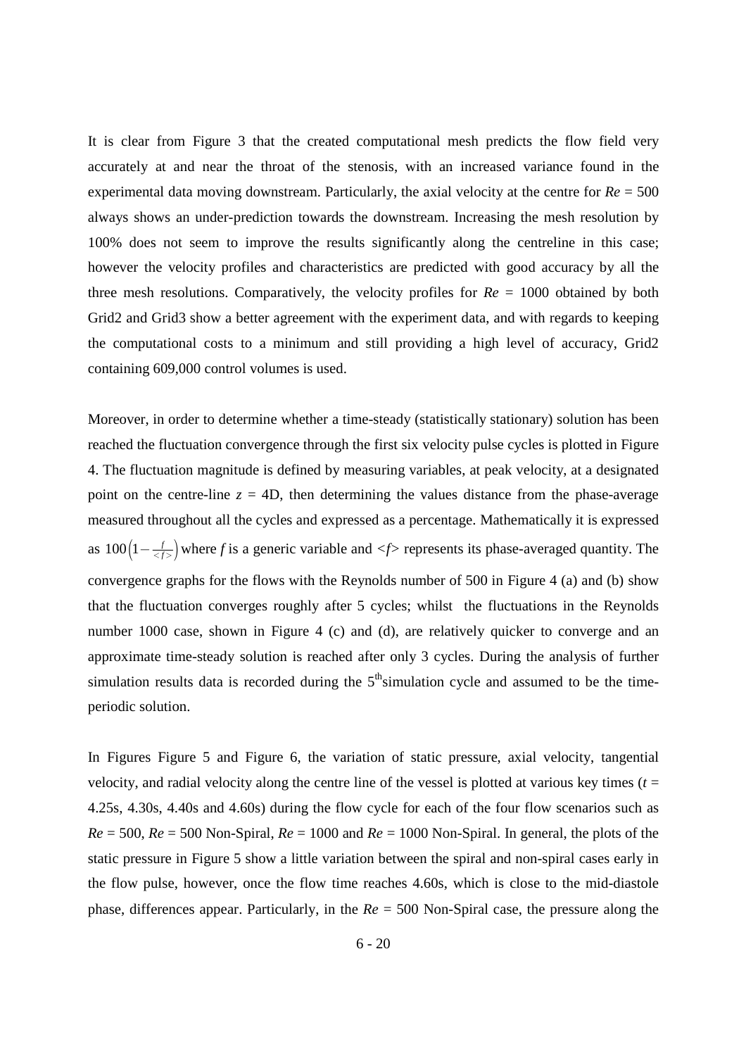It is clear from Figure 3 that the created computational mesh predicts the flow field very accurately at and near the throat of the stenosis, with an increased variance found in the experimental data moving downstream. Particularly, the axial velocity at the centre for $Re$ = 500 always shows an under-prediction towards the downstream. Increasing the mesh resolution by 100% does not seem to improve the results significantly along the centreline in this case; however the velocity profiles and characteristics are predicted with good accuracy by all the three mesh resolutions. Comparatively, the velocity profiles for $Re$ = 1000 obtained by both Grid2 and Grid3 show a better agreement with the experiment data, and with regards to keeping the computational costs to a minimum and still providing a high level of accuracy, Grid2 containing 609,000 control volumes is used.

Moreover, in order to determine whether a time-steady (statistically stationary) solution has been reached the fluctuation convergence through the first six velocity pulse cycles is plotted in Figure 4. The fluctuation magnitude is defined by measuring variables, at peak velocity, at a designated point on the centre-line $z$ = 4D, then determining the values distance from the phase-average measured throughout all the cycles and expressed as a percentage. Mathematically it is expressed as $100\left(1-\frac{f}{<f>}\right)$ where $f$ is a generic variable and $<f>$ represents its phase-averaged quantity. The convergence graphs for the flows with the Reynolds number of 500 in Figure 4 (a) and (b) show that the fluctuation converges roughly after 5 cycles; whilst the fluctuations in the Reynolds number 1000 case, shown in Figure 4 (c) and (d), are relatively quicker to converge and an approximate time-steady solution is reached after only 3 cycles. During the analysis of further simulation results data is recorded during the 5$^{th}$simulation cycle and assumed to be the time-periodic solution.

In Figures Figure 5 and Figure 6, the variation of static pressure, axial velocity, tangential velocity, and radial velocity along the centre line of the vessel is plotted at various key times ($t$ = 4.25s, 4.30s, 4.40s and 4.60s) during the flow cycle for each of the four flow scenarios such as $Re$ = 500, $Re$ = 500 Non-Spiral, $Re$ = 1000 and $Re$ = 1000 Non-Spiral. In general, the plots of the static pressure in Figure 5 show a little variation between the spiral and non-spiral cases early in the flow pulse, however, once the flow time reaches 4.60s, which is close to the mid-diastole phase, differences appear. Particularly, in the $Re$ = 500 Non-Spiral case, the pressure along the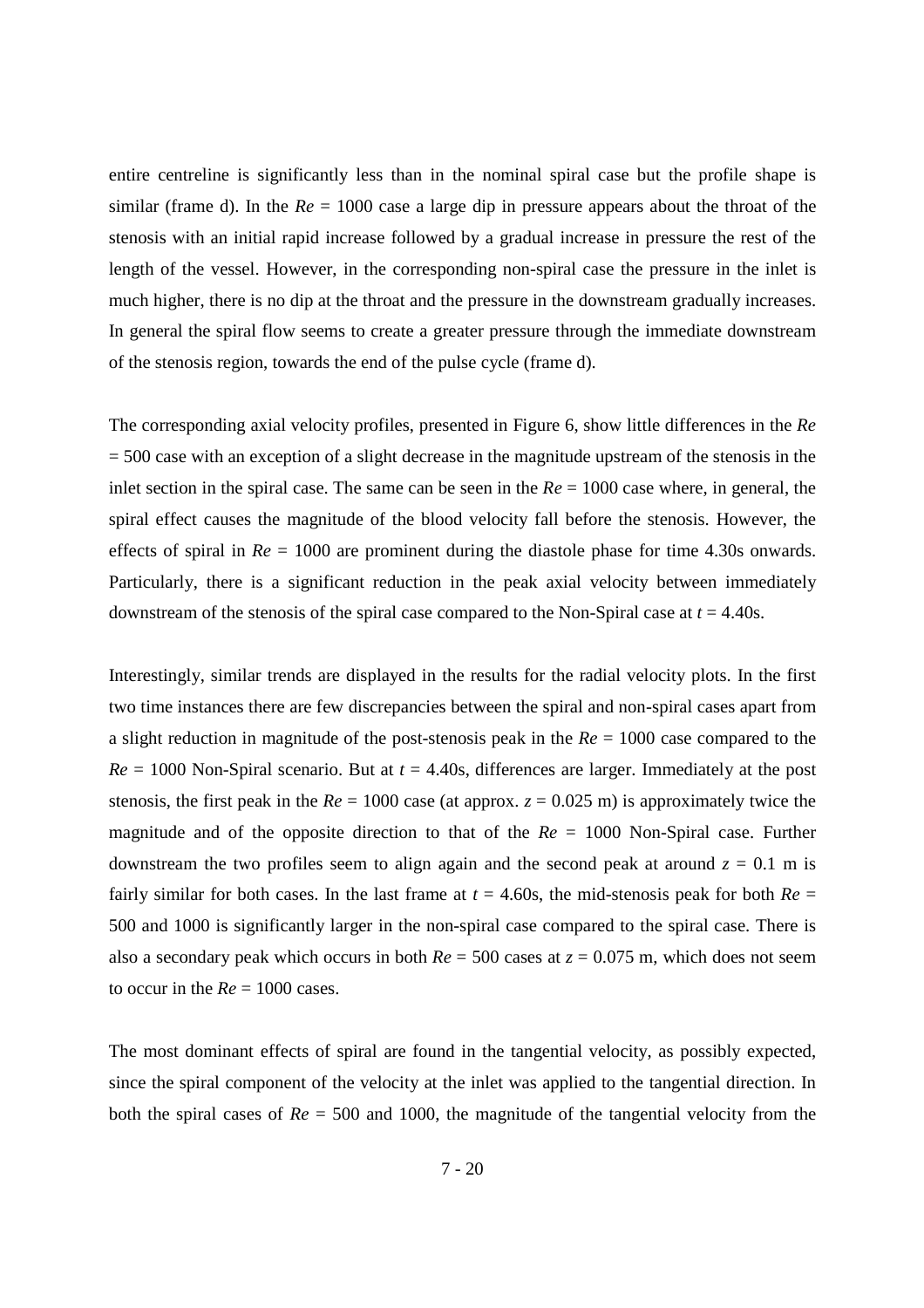entire centreline is significantly less than in the nominal spiral case but the profile shape is similar (frame d). In the $Re$ = 1000 case a large dip in pressure appears about the throat of the stenosis with an initial rapid increase followed by a gradual increase in pressure the rest of the length of the vessel. However, in the corresponding non-spiral case the pressure in the inlet is much higher, there is no dip at the throat and the pressure in the downstream gradually increases. In general the spiral flow seems to create a greater pressure through the immediate downstream of the stenosis region, towards the end of the pulse cycle (frame d).

The corresponding axial velocity profiles, presented in Figure 6, show little differences in the $Re$ = 500 case with an exception of a slight decrease in the magnitude upstream of the stenosis in the inlet section in the spiral case. The same can be seen in the $Re$ = 1000 case where, in general, the spiral effect causes the magnitude of the blood velocity fall before the stenosis. However, the effects of spiral in $Re$ = 1000 are prominent during the diastole phase for time 4.30s onwards. Particularly, there is a significant reduction in the peak axial velocity between immediately downstream of the stenosis of the spiral case compared to the Non-Spiral case at $t$ = 4.40s.

Interestingly, similar trends are displayed in the results for the radial velocity plots. In the first two time instances there are few discrepancies between the spiral and non-spiral cases apart from a slight reduction in magnitude of the post-stenosis peak in the $Re$ = 1000 case compared to the $Re$ = 1000 Non-Spiral scenario. But at $t$ = 4.40s, differences are larger. Immediately at the post stenosis, the first peak in the $Re$ = 1000 case (at approx. $z$ = 0.025 m) is approximately twice the magnitude and of the opposite direction to that of the $Re$ = 1000 Non-Spiral case. Further downstream the two profiles seem to align again and the second peak at around $z$ = 0.1 m is fairly similar for both cases. In the last frame at $t$ = 4.60s, the mid-stenosis peak for both $Re$ = 500 and 1000 is significantly larger in the non-spiral case compared to the spiral case. There is also a secondary peak which occurs in both $Re$ = 500 cases at $z$ = 0.075 m, which does not seem to occur in the $Re$ = 1000 cases.

The most dominant effects of spiral are found in the tangential velocity, as possibly expected, since the spiral component of the velocity at the inlet was applied to the tangential direction. In both the spiral cases of $Re$ = 500 and 1000, the magnitude of the tangential velocity from the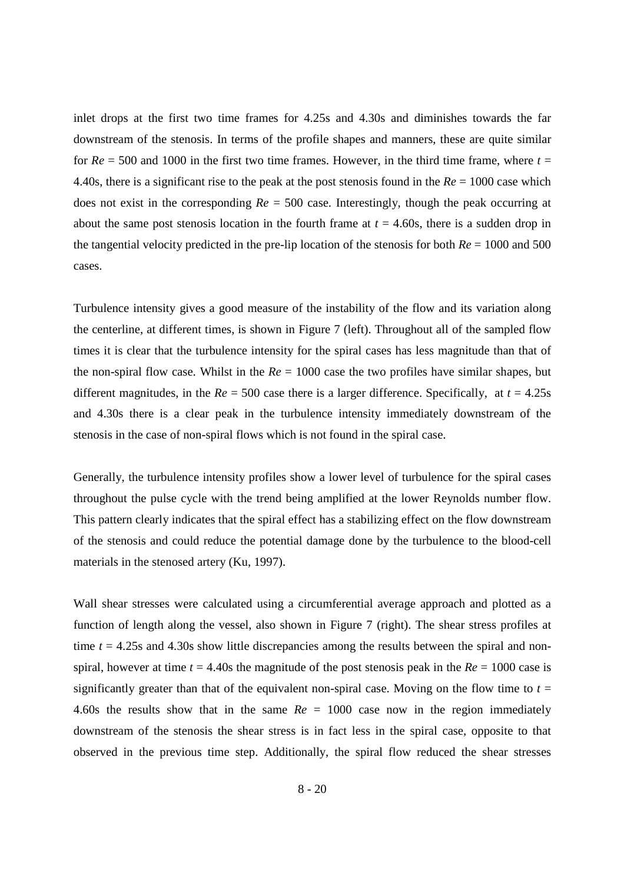inlet drops at the first two time frames for 4.25s and 4.30s and diminishes towards the far downstream of the stenosis. In terms of the profile shapes and manners, these are quite similar for $Re$ = 500 and 1000 in the first two time frames. However, in the third time frame, where $t$ = 4.40s, there is a significant rise to the peak at the post stenosis found in the $Re$ = 1000 case which does not exist in the corresponding $Re$ = 500 case. Interestingly, though the peak occurring at about the same post stenosis location in the fourth frame at $t$ = 4.60s, there is a sudden drop in the tangential velocity predicted in the pre-lip location of the stenosis for both $Re$ = 1000 and 500 cases.

Turbulence intensity gives a good measure of the instability of the flow and its variation along the centerline, at different times, is shown in Figure 7 (left). Throughout all of the sampled flow times it is clear that the turbulence intensity for the spiral cases has less magnitude than that of the non-spiral flow case. Whilst in the $Re$ = 1000 case the two profiles have similar shapes, but different magnitudes, in the $Re$ = 500 case there is a larger difference. Specifically, at $t$ = 4.25s and 4.30s there is a clear peak in the turbulence intensity immediately downstream of the stenosis in the case of non-spiral flows which is not found in the spiral case.

Generally, the turbulence intensity profiles show a lower level of turbulence for the spiral cases throughout the pulse cycle with the trend being amplified at the lower Reynolds number flow. This pattern clearly indicates that the spiral effect has a stabilizing effect on the flow downstream of the stenosis and could reduce the potential damage done by the turbulence to the blood-cell materials in the stenosed artery (Ku, 1997).

Wall shear stresses were calculated using a circumferential average approach and plotted as a function of length along the vessel, also shown in Figure 7 (right). The shear stress profiles at time $t$ = 4.25s and 4.30s show little discrepancies among the results between the spiral and non-spiral, however at time $t$ = 4.40s the magnitude of the post stenosis peak in the $Re$ = 1000 case is significantly greater than that of the equivalent non-spiral case. Moving on the flow time to $t$ = 4.60s the results show that in the same $Re$ = 1000 case now in the region immediately downstream of the stenosis the shear stress is in fact less in the spiral case, opposite to that observed in the previous time step. Additionally, the spiral flow reduced the shear stresses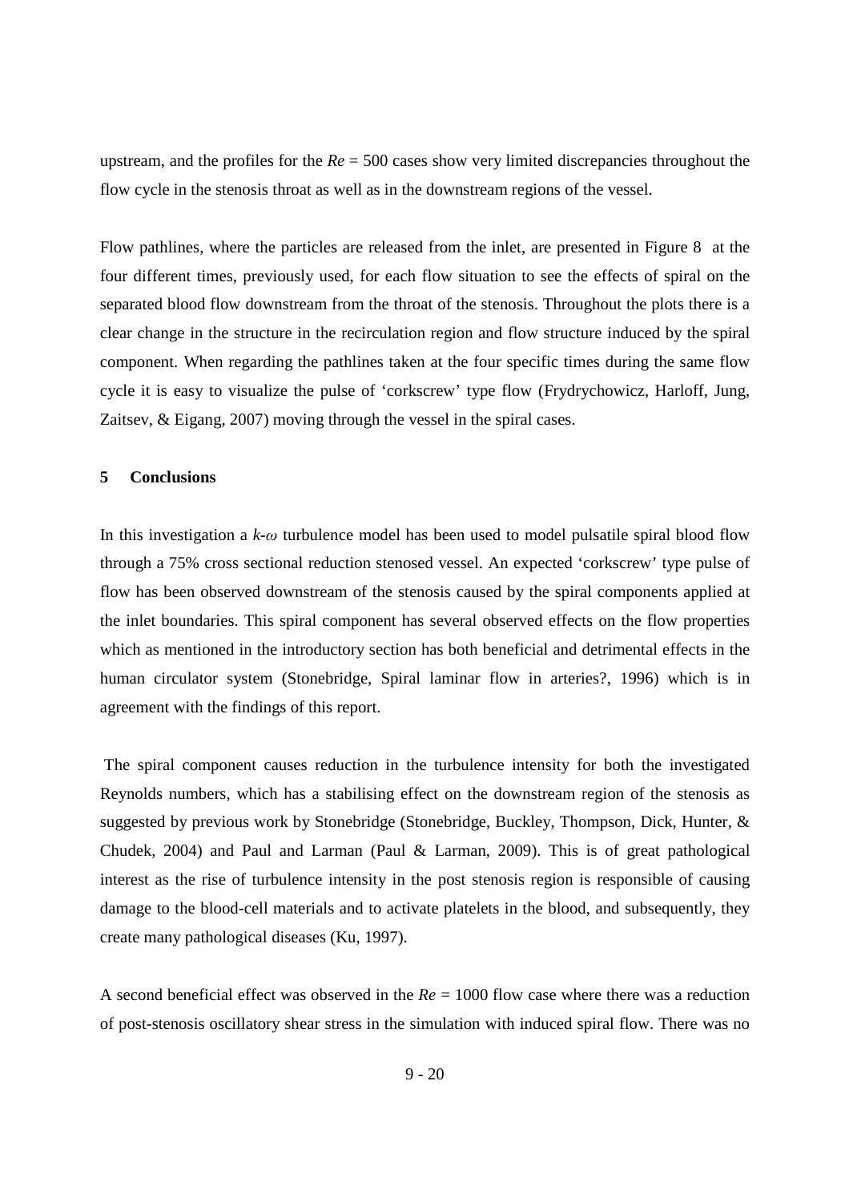upstream, and the profiles for the $Re$ = 500 cases show very limited discrepancies throughout the flow cycle in the stenosis throat as well as in the downstream regions of the vessel.

Flow pathlines, where the particles are released from the inlet, are presented in Figure 8 at the four different times, previously used, for each flow situation to see the effects of spiral on the separated blood flow downstream from the throat of the stenosis. Throughout the plots there is a clear change in the structure in the recirculation region and flow structure induced by the spiral component. When regarding the pathlines taken at the four specific times during the same flow cycle it is easy to visualize the pulse of 'corkscrew' type flow (Frydrychowicz, Harloff, Jung, Zaitsev, & Eigang, 2007) moving through the vessel in the spiral cases.

## 5 Conclusions

In this investigation a $k$-$\omega$ turbulence model has been used to model pulsatile spiral blood flow through a 75% cross sectional reduction stenosed vessel. An expected 'corkscrew' type pulse of flow has been observed downstream of the stenosis caused by the spiral components applied at the inlet boundaries. This spiral component has several observed effects on the flow properties which as mentioned in the introductory section has both beneficial and detrimental effects in the human circulator system (Stonebridge, Spiral laminar flow in arteries?, 1996) which is in agreement with the findings of this report.

The spiral component causes reduction in the turbulence intensity for both the investigated Reynolds numbers, which has a stabilising effect on the downstream region of the stenosis as suggested by previous work by Stonebridge (Stonebridge, Buckley, Thompson, Dick, Hunter, & Chudek, 2004) and Paul and Larman (Paul & Larman, 2009). This is of great pathological interest as the rise of turbulence intensity in the post stenosis region is responsible of causing damage to the blood-cell materials and to activate platelets in the blood, and subsequently, they create many pathological diseases (Ku, 1997).

A second beneficial effect was observed in the $Re$ = 1000 flow case where there was a reduction of post-stenosis oscillatory shear stress in the simulation with induced spiral flow. There was no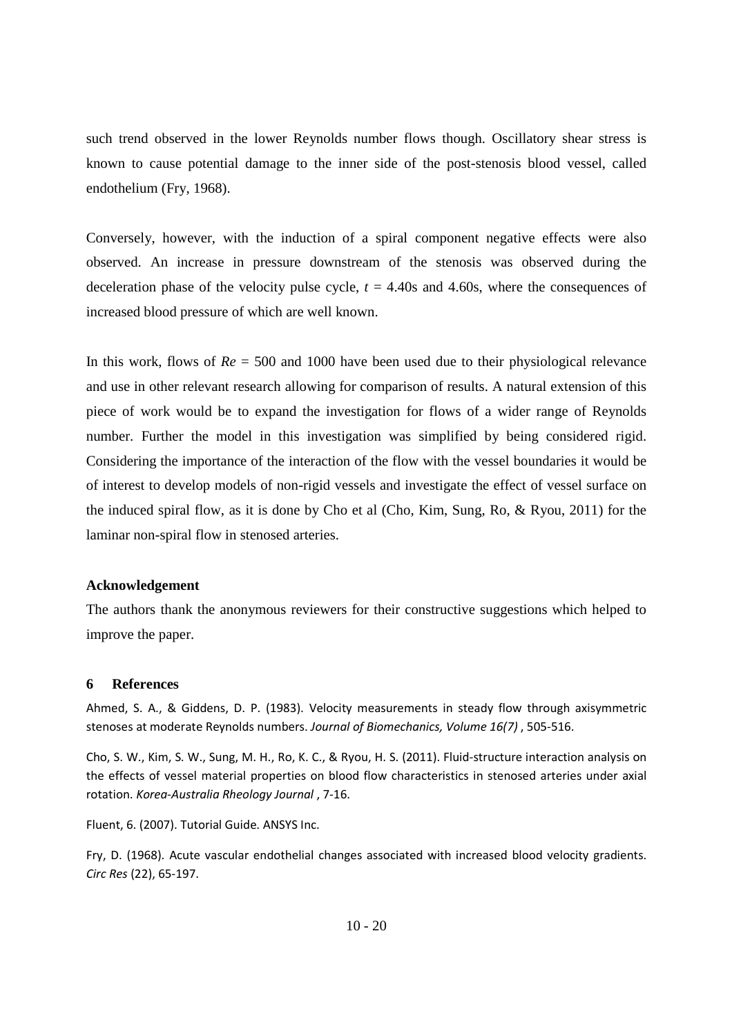such trend observed in the lower Reynolds number flows though. Oscillatory shear stress is known to cause potential damage to the inner side of the post-stenosis blood vessel, called endothelium (Fry, 1968).

Conversely, however, with the induction of a spiral component negative effects were also observed. An increase in pressure downstream of the stenosis was observed during the deceleration phase of the velocity pulse cycle, $t$ = 4.40s and 4.60s, where the consequences of increased blood pressure of which are well known.

In this work, flows of $Re$ = 500 and 1000 have been used due to their physiological relevance and use in other relevant research allowing for comparison of results. A natural extension of this piece of work would be to expand the investigation for flows of a wider range of Reynolds number. Further the model in this investigation was simplified by being considered rigid. Considering the importance of the interaction of the flow with the vessel boundaries it would be of interest to develop models of non-rigid vessels and investigate the effect of vessel surface on the induced spiral flow, as it is done by Cho et al (Cho, Kim, Sung, Ro, & Ryou, 2011) for the laminar non-spiral flow in stenosed arteries.

**Acknowledgement**

The authors thank the anonymous reviewers for their constructive suggestions which helped to improve the paper.

## 6 References

Ahmed, S. A., & Giddens, D. P. (1983). Velocity measurements in steady flow through axisymmetric stenoses at moderate Reynolds numbers. *Journal of Biomechanics, Volume 16(7)* , 505-516.

Cho, S. W., Kim, S. W., Sung, M. H., Ro, K. C., & Ryou, H. S. (2011). Fluid-structure interaction analysis on the effects of vessel material properties on blood flow characteristics in stenosed arteries under axial rotation. *Korea-Australia Rheology Journal* , 7-16.

Fluent, 6. (2007). Tutorial Guide. ANSYS Inc.

Fry, D. (1968). Acute vascular endothelial changes associated with increased blood velocity gradients. *Circ Res* (22), 65-197.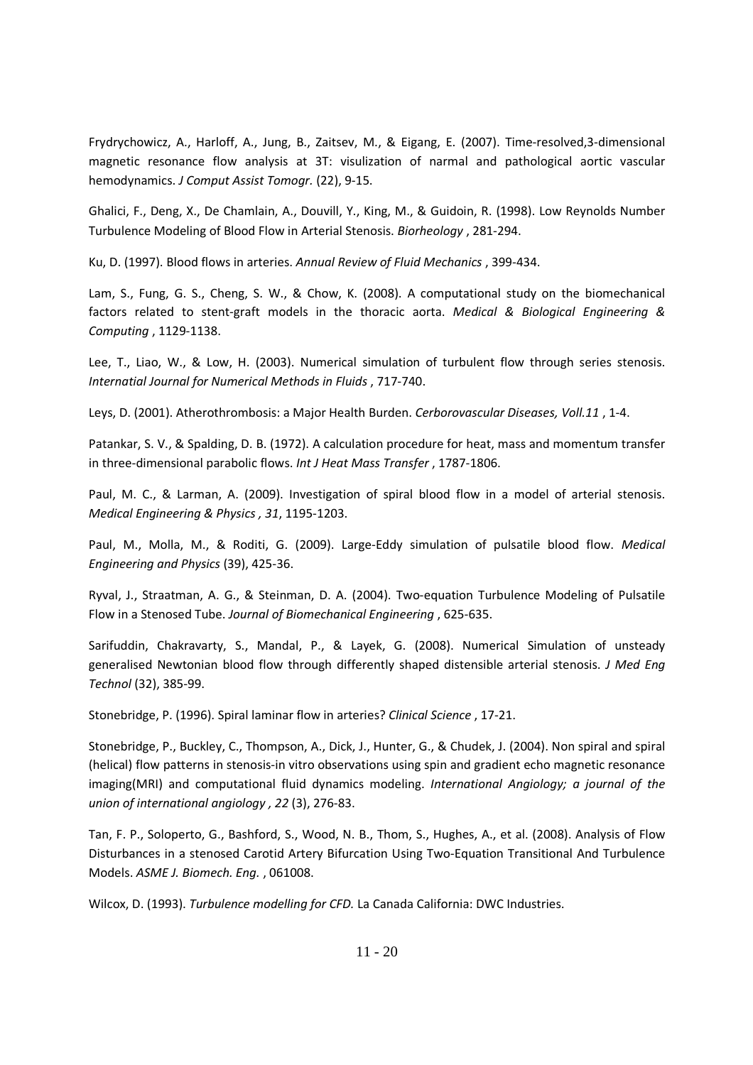Frydrychowicz, A., Harloff, A., Jung, B., Zaitsev, M., & Eigang, E. (2007). Time-resolved,3-dimensional magnetic resonance flow analysis at 3T: visulization of narmal and pathological aortic vascular hemodynamics. *J Comput Assist Tomogr.* (22), 9-15.

Ghalici, F., Deng, X., De Chamlain, A., Douvill, Y., King, M., & Guidoin, R. (1998). Low Reynolds Number Turbulence Modeling of Blood Flow in Arterial Stenosis. *Biorheology* , 281-294.

Ku, D. (1997). Blood flows in arteries. *Annual Review of Fluid Mechanics* , 399-434.

Lam, S., Fung, G. S., Cheng, S. W., & Chow, K. (2008). A computational study on the biomechanical factors related to stent-graft models in the thoracic aorta. *Medical & Biological Engineering & Computing* , 1129-1138.

Lee, T., Liao, W., & Low, H. (2003). Numerical simulation of turbulent flow through series stenosis. *Internatial Journal for Numerical Methods in Fluids* , 717-740.

Leys, D. (2001). Atherothrombosis: a Major Health Burden. *Cerborovascular Diseases, Voll.11* , 1-4.

Patankar, S. V., & Spalding, D. B. (1972). A calculation procedure for heat, mass and momentum transfer in three-dimensional parabolic flows. *Int J Heat Mass Transfer* , 1787-1806.

Paul, M. C., & Larman, A. (2009). Investigation of spiral blood flow in a model of arterial stenosis. *Medical Engineering & Physics , 31*, 1195-1203.

Paul, M., Molla, M., & Roditi, G. (2009). Large-Eddy simulation of pulsatile blood flow. *Medical Engineering and Physics* (39), 425-36.

Ryval, J., Straatman, A. G., & Steinman, D. A. (2004). Two-equation Turbulence Modeling of Pulsatile Flow in a Stenosed Tube. *Journal of Biomechanical Engineering* , 625-635.

Sarifuddin, Chakravarty, S., Mandal, P., & Layek, G. (2008). Numerical Simulation of unsteady generalised Newtonian blood flow through differently shaped distensible arterial stenosis. *J Med Eng Technol* (32), 385-99.

Stonebridge, P. (1996). Spiral laminar flow in arteries? *Clinical Science* , 17-21.

Stonebridge, P., Buckley, C., Thompson, A., Dick, J., Hunter, G., & Chudek, J. (2004). Non spiral and spiral (helical) flow patterns in stenosis-in vitro observations using spin and gradient echo magnetic resonance imaging(MRI) and computational fluid dynamics modeling. *International Angiology; a journal of the union of international angiology , 22* (3), 276-83.

Tan, F. P., Soloperto, G., Bashford, S., Wood, N. B., Thom, S., Hughes, A., et al. (2008). Analysis of Flow Disturbances in a stenosed Carotid Artery Bifurcation Using Two-Equation Transitional And Turbulence Models. *ASME J. Biomech. Eng.* , 061008.

Wilcox, D. (1993). *Turbulence modelling for CFD.* La Canada California: DWC Industries.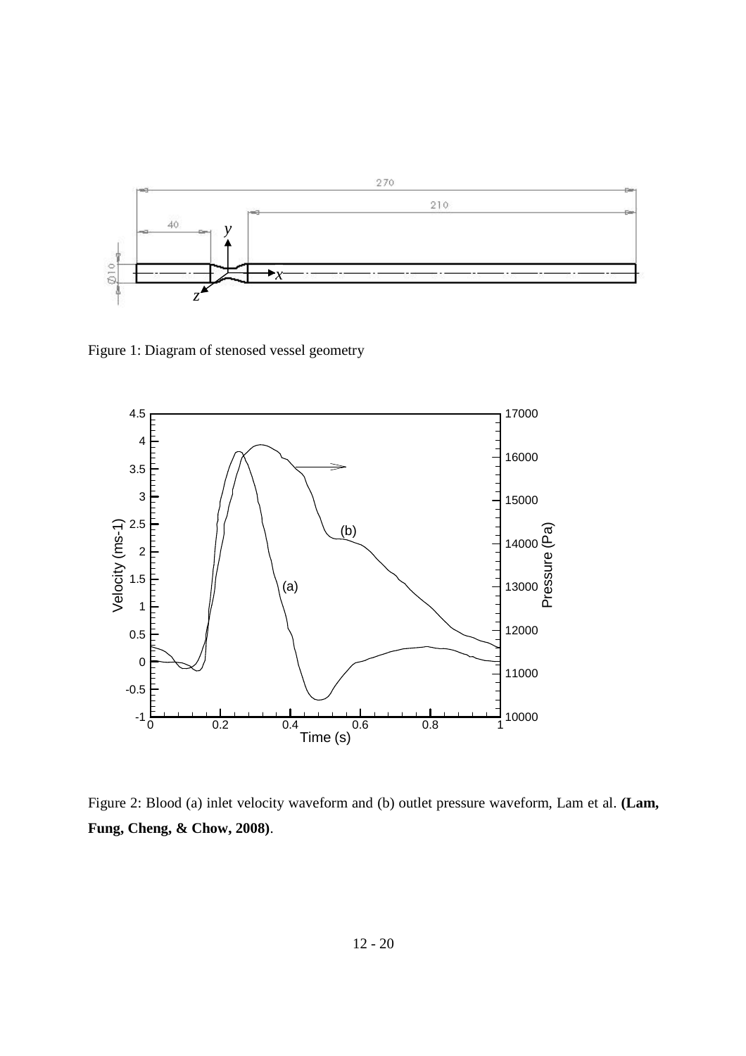Figure 1: Diagram of stenosed vessel geometry

Figure 2: Blood (a) inlet velocity waveform and (b) outlet pressure waveform, Lam et al. **(Lam, Fung, Cheng, & Chow, 2008)**.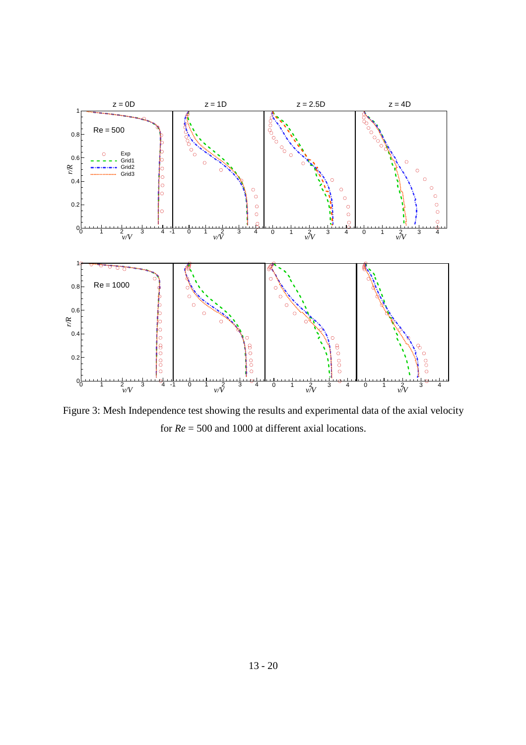Figure 3: Mesh Independence test showing the results and experimental data of the axial velocity for *Re* = 500 and 1000 at different axial locations.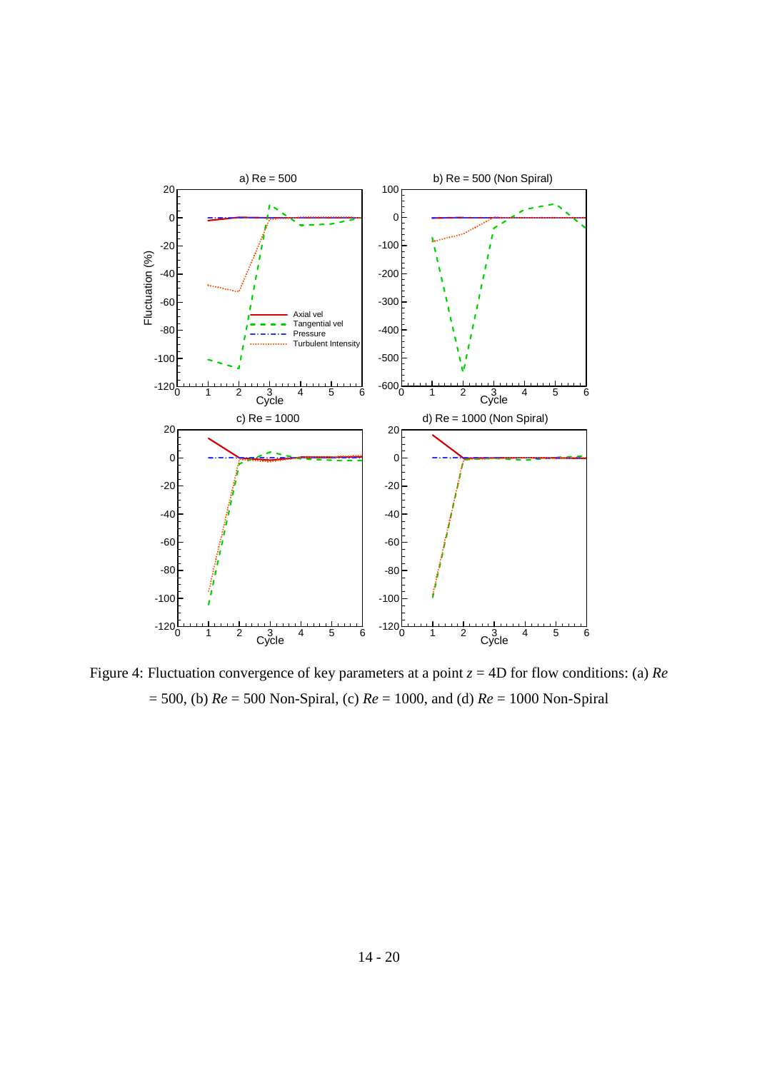Figure 4: Fluctuation convergence of key parameters at a point $z$ = 4D for flow conditions: (a) $Re$ = 500, (b) $Re$ = 500 Non-Spiral, (c) $Re$ = 1000, and (d) $Re$ = 1000 Non-Spiral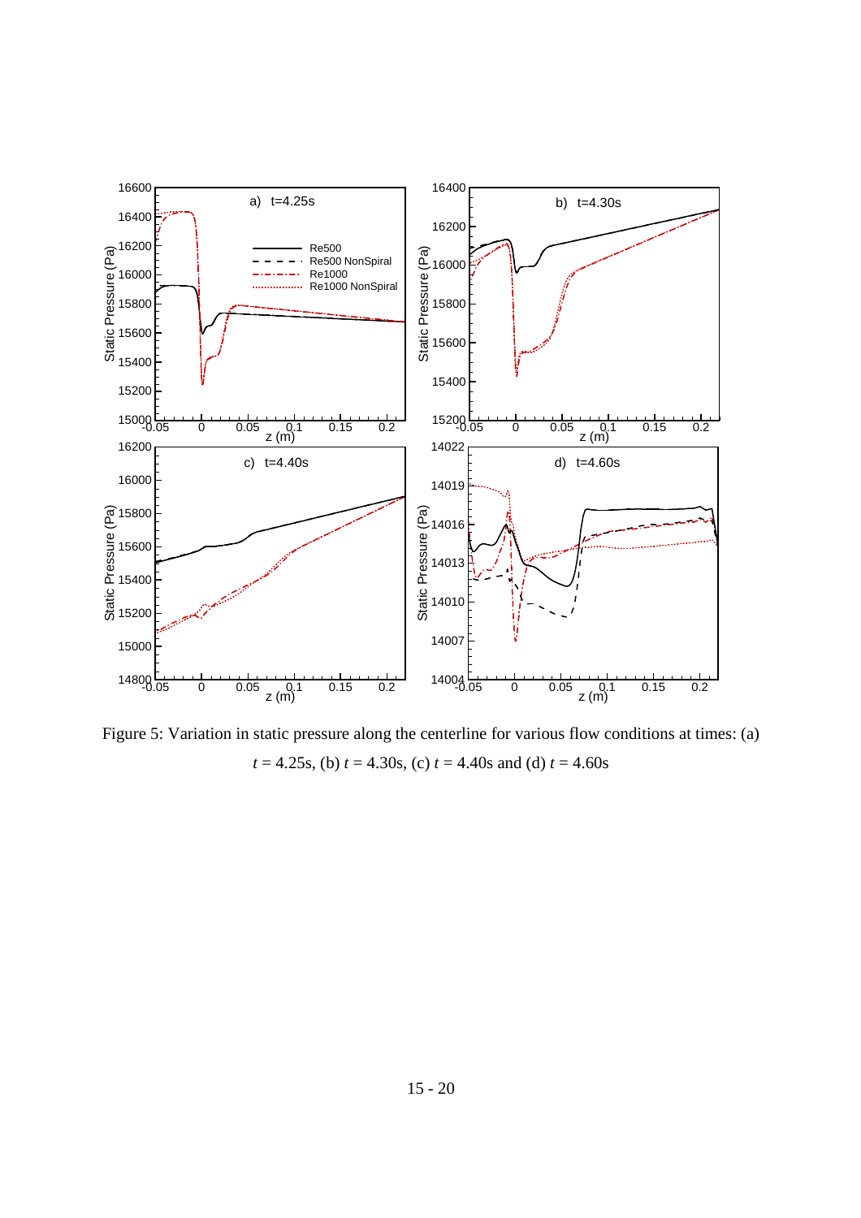Figure 5: Variation in static pressure along the centerline for various flow conditions at times: (a) $t$ = 4.25s, (b) $t$ = 4.30s, (c) $t$ = 4.40s and (d) $t$ = 4.60s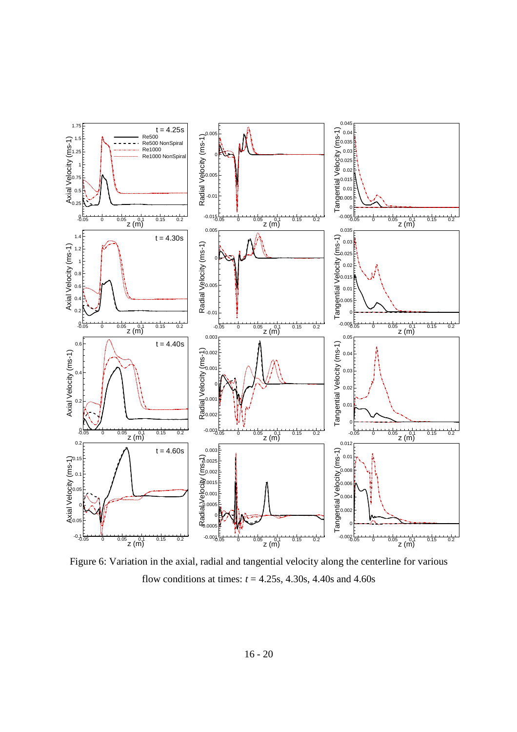Figure 6: Variation in the axial, radial and tangential velocity along the centerline for various flow conditions at times: $t$ = 4.25s, 4.30s, 4.40s and 4.60s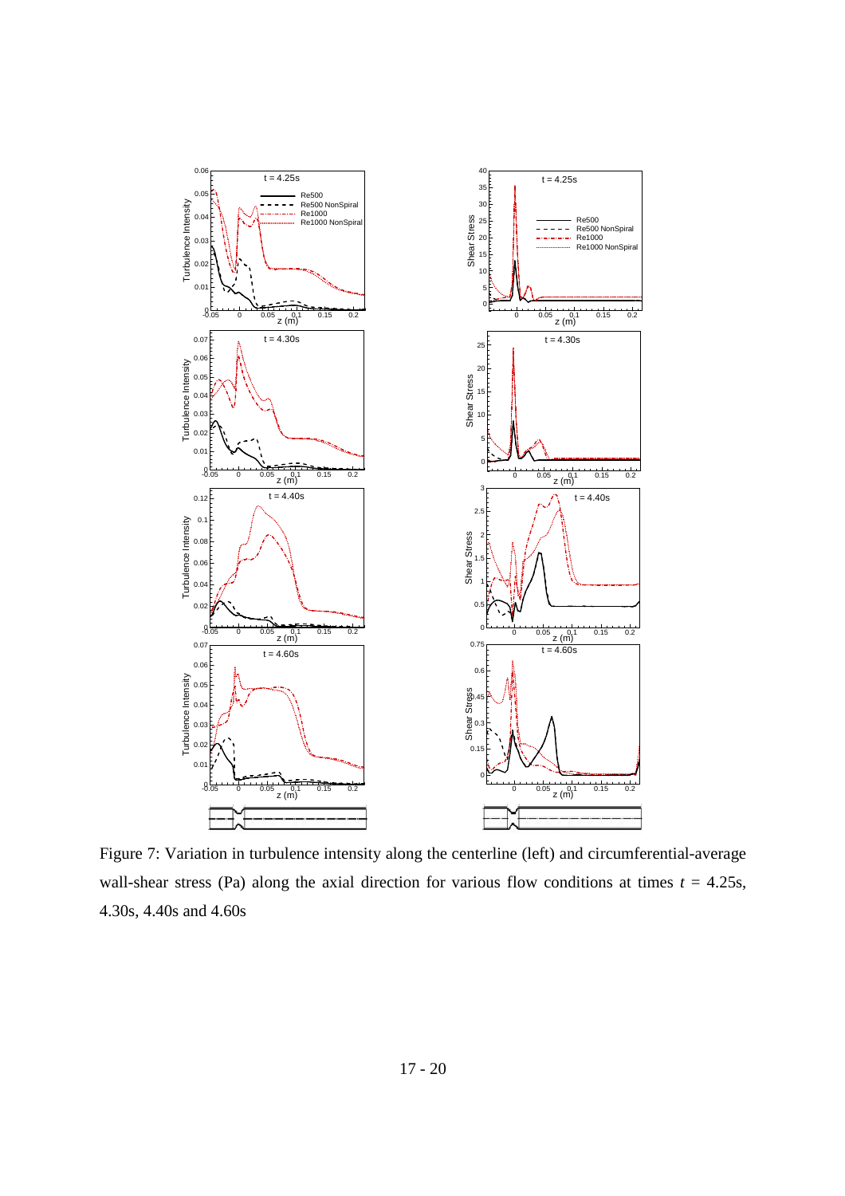Figure 7: Variation in turbulence intensity along the centerline (left) and circumferential-average wall-shear stress (Pa) along the axial direction for various flow conditions at times $t$ = 4.25s, 4.30s, 4.40s and 4.60s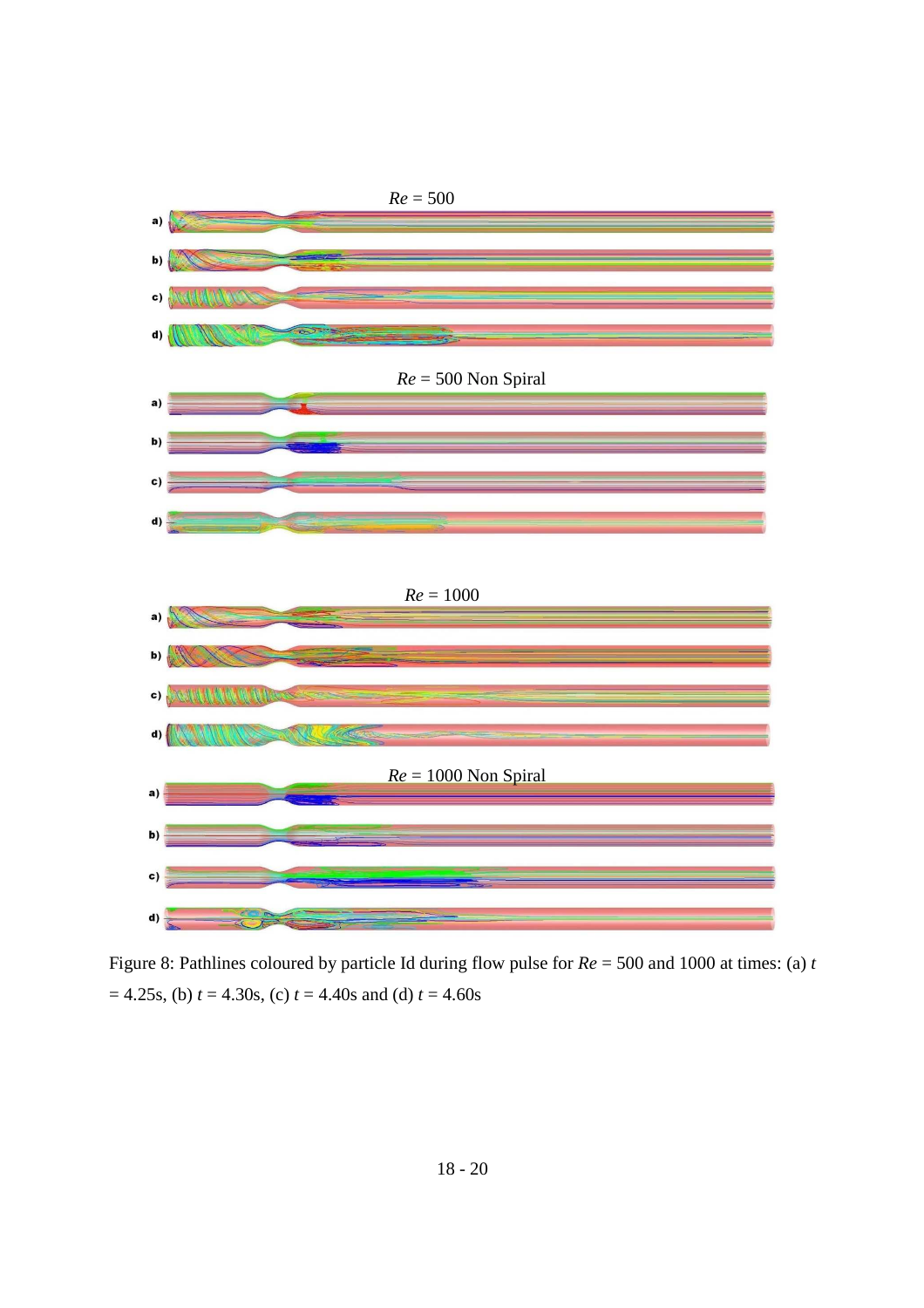*Re* = 500

a)

b)

c)

d)

*Re* = 500 Non Spiral

a)

b)

c)

d)

*Re* = 1000

a)

b)

c)

d)

*Re* = 1000 Non Spiral

a)

b)

c)

d)

Figure 8: Pathlines coloured by particle Id during flow pulse for *Re* = 500 and 1000 at times: (a) *t* = 4.25s, (b) *t* = 4.30s, (c) *t* = 4.40s and (d) *t* = 4.60s